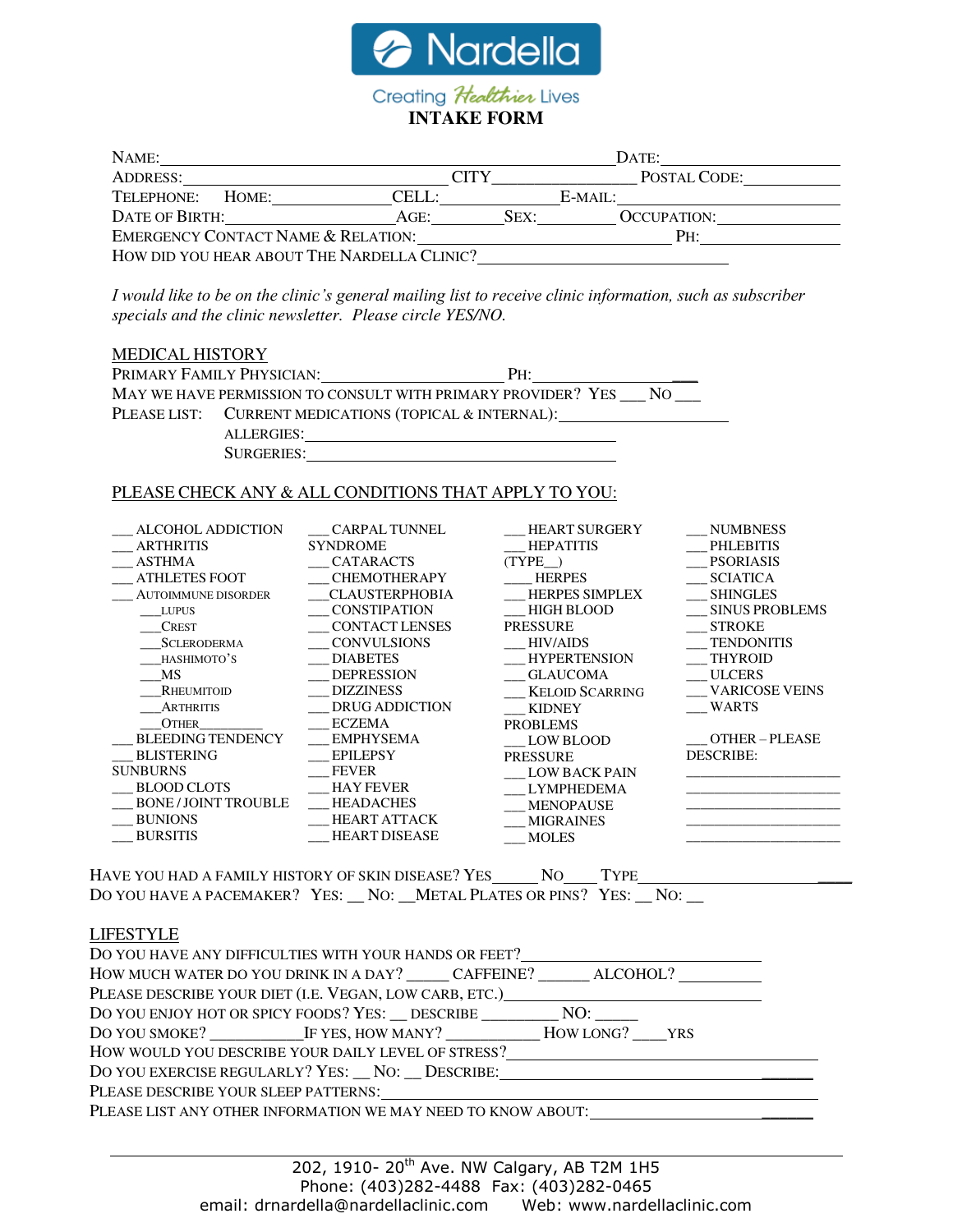# Nardella

Creating Healthier Lives

## INTAKE FORM

NAME:_______________________________________________ DATE:_______________

ADDRESS:_____________________________ CITY_______________ POSTAL CODE:___________

TELEPHONE: HOME:_____________ CELL:_____________ E-MAIL:_______________________

DATE OF BIRTH:___________________ AGE:________ SEX:_________ OCCUPATION:_____________

EMERGENCY CONTACT NAME & RELATION:_____________________________ PH:_____________

HOW DID YOU HEAR ABOUT THE NARDELLA CLINIC?_________________________

*I would like to be on the clinic's general mailing list to receive clinic information, such as subscriber specials and the clinic newsletter. Please circle YES/NO.*

## MEDICAL HISTORY

PRIMARY FAMILY PHYSICIAN:______________________ PH:________________

MAY WE HAVE PERMISSION TO CONSULT WITH PRIMARY PROVIDER? YES ___ NO ___

PLEASE LIST: CURRENT MEDICATIONS (TOPICAL & INTERNAL):____________________

ALLERGIES:_________________________________

SURGERIES:________________________________

## PLEASE CHECK ANY & ALL CONDITIONS THAT APPLY TO YOU:

___ ALCOHOL ADDICTION
___ ARTHRITIS
___ ASTHMA
___ ATHLETES FOOT
___ AUTOIMMUNE DISORDER
- ___ LUPUS
- ___ CREST
- ___ SCLERODERMA
- ___ HASHIMOTO'S
- ___ MS
- ___ RHEUMITOID
- ___ ARTHRITIS
- ___ OTHER__________

___ BLEEDING TENDENCY
___ BLISTERING SUNBURNS
___ BLOOD CLOTS
___ BONE / JOINT TROUBLE
___ BUNIONS
___ BURSITIS
___ CARPAL TUNNEL SYNDROME
___ CATARACTS
___ CHEMOTHERAPY
___ CLAUSTERPHOBIA
___ CONSTIPATION
___ CONTACT LENSES
___ CONVULSIONS
___ DIABETES
___ DEPRESSION
___ DIZZINESS
___ DRUG ADDICTION
___ ECZEMA
___ EMPHYSEMA
___ EPILEPSY
___ FEVER
___ HAY FEVER
___ HEADACHES
___ HEART ATTACK
___ HEART DISEASE
___ HEART SURGERY
___ HEPATITIS (TYPE__)
___ HERPES
___ HERPES SIMPLEX
___ HIGH BLOOD PRESSURE
___ HIV/AIDS
___ HYPERTENSION
___ GLAUCOMA
___ KELOID SCARRING
___ KIDNEY PROBLEMS
___ LOW BLOOD PRESSURE
___ LOW BACK PAIN
___ LYMPHEDEMA
___ MENOPAUSE
___ MIGRAINES
___ MOLES
___ NUMBNESS
___ PHLEBITIS
___ PSORIASIS
___ SCIATICA
___ SHINGLES
___ SINUS PROBLEMS
___ STROKE
___ TENDONITIS
___ THYROID
___ ULCERS
___ VARICOSE VEINS
___ WARTS

___ OTHER – PLEASE DESCRIBE:
___________________
___________________
___________________
___________________
___________________

HAVE YOU HAD A FAMILY HISTORY OF SKIN DISEASE? YES_____ NO____ TYPE__________________________

DO YOU HAVE A PACEMAKER? YES: __ NO: __METAL PLATES OR PINS? YES: __ NO: __

## LIFESTYLE

DO YOU HAVE ANY DIFFICULTIES WITH YOUR HANDS OR FEET?____________________________

HOW MUCH WATER DO YOU DRINK IN A DAY? _____ CAFFEINE? ______ ALCOHOL? __________

PLEASE DESCRIBE YOUR DIET (I.E. VEGAN, LOW CARB, ETC.)____________________________

DO YOU ENJOY HOT OR SPICY FOODS? YES: __ DESCRIBE __________ NO: _____

DO YOU SMOKE? ___________IF YES, HOW MANY? ___________ HOW LONG? ____YRS

HOW WOULD YOU DESCRIBE YOUR DAILY LEVEL OF STRESS?_______________________________

DO YOU EXERCISE REGULARLY? YES: __ NO: __ DESCRIBE:______________________________

PLEASE DESCRIBE YOUR SLEEP PATTERNS:_________________________________________

PLEASE LIST ANY OTHER INFORMATION WE MAY NEED TO KNOW ABOUT:_____________________

202, 1910- 20th Ave. NW Calgary, AB T2M 1H5
Phone: (403)282-4488 Fax: (403)282-0465
email: drnardella@nardellaclinic.com Web: www.nardellaclinic.com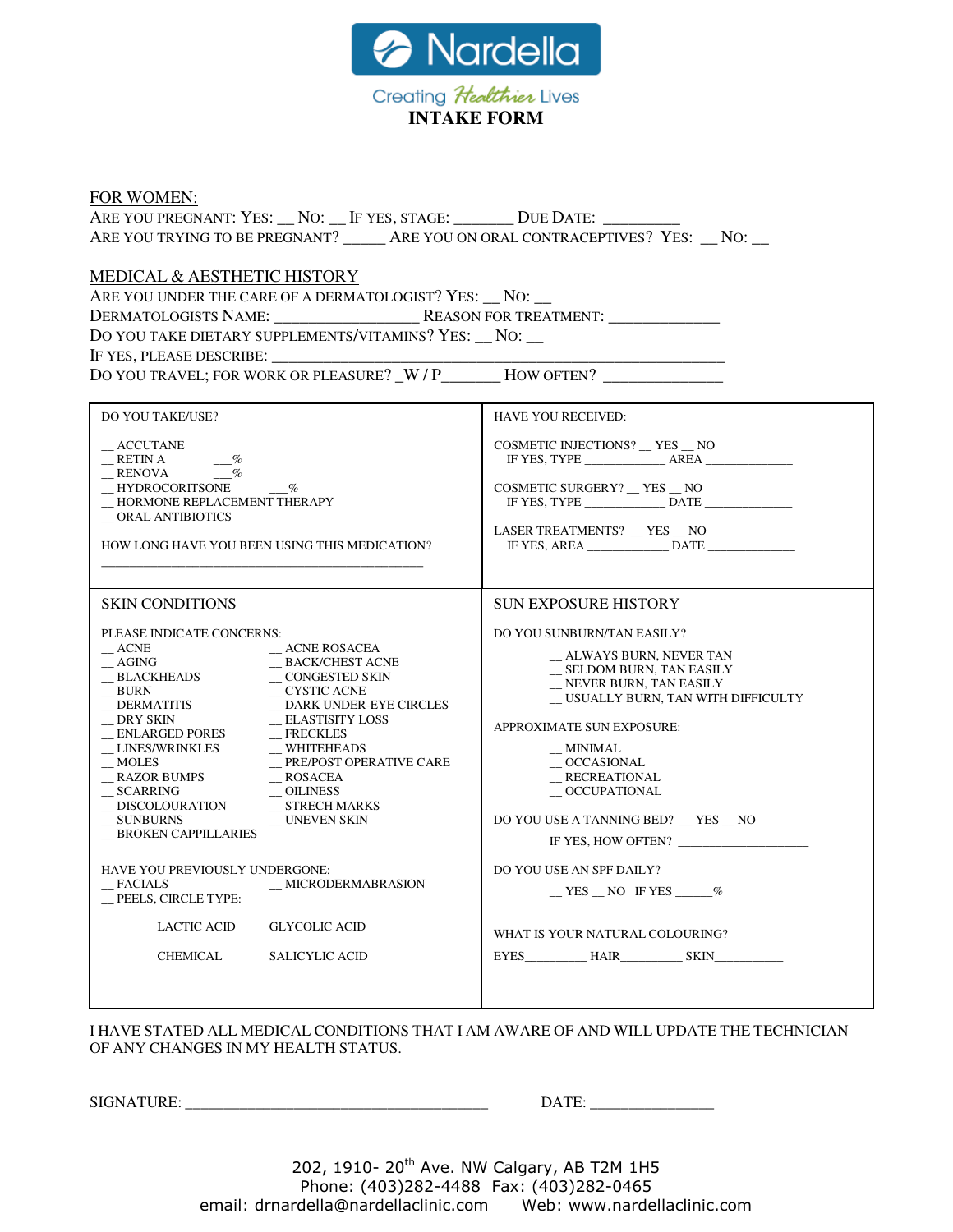# Nardella

Creating Healthier Lives

## INTAKE FORM

FOR WOMEN:

ARE YOU PREGNANT: YES: __ NO: __ IF YES, STAGE: _______ DUE DATE: _________

ARE YOU TRYING TO BE PREGNANT? _____ ARE YOU ON ORAL CONTRACEPTIVES? YES: __ NO: __

MEDICAL & AESTHETIC HISTORY

ARE YOU UNDER THE CARE OF A DERMATOLOGIST? YES: __ NO: __

DERMATOLOGISTS NAME: _________________ REASON FOR TREATMENT: _____________

DO YOU TAKE DIETARY SUPPLEMENTS/VITAMINS? YES: __ NO: __

IF YES, PLEASE DESCRIBE: ________________________________________________________

DO YOU TRAVEL; FOR WORK OR PLEASURE? _W / P_______ HOW OFTEN? ______________

DO YOU TAKE/USE?

__ ACCUTANE
__ RETIN A ___%
__ RENOVA ___%
__ HYDROCORITSONE ___%
__ HORMONE REPLACEMENT THERAPY
__ ORAL ANTIBIOTICS

HOW LONG HAVE YOU BEEN USING THIS MEDICATION?

_____________________________________________

HAVE YOU RECEIVED:

COSMETIC INJECTIONS? __ YES __ NO
IF YES, TYPE ___________ AREA _____________

COSMETIC SURGERY? __ YES __ NO
IF YES, TYPE ___________ DATE _____________

LASER TREATMENTS? __ YES __ NO
IF YES, AREA ____________ DATE _____________

SKIN CONDITIONS

PLEASE INDICATE CONCERNS:

__ ACNE
__ AGING
__ BLACKHEADS
__ BURN
__ DERMATITIS
__ DRY SKIN
__ ENLARGED PORES
__ LINES/WRINKLES
__ MOLES
__ RAZOR BUMPS
__ SCARRING
__ DISCOLOURATION
__ SUNBURNS
__ BROKEN CAPPILLARIES
__ ACNE ROSACEA
__ BACK/CHEST ACNE
__ CONGESTED SKIN
__ CYSTIC ACNE
__ DARK UNDER-EYE CIRCLES
__ ELASTISTITY LOSS
__ FRECKLES
__ WHITEHEADS
__ PRE/POST OPERATIVE CARE
__ ROSACEA
__ OILINESS
__ STRECH MARKS
__ UNEVEN SKIN

HAVE YOU PREVIOUSLY UNDERGONE:

__ FACIALS
__ MICRODERMABRASION
__ PEELS, CIRCLE TYPE:

LACTIC ACID GLYCOLIC ACID

CHEMICAL SALICYLIC ACID

SUN EXPOSURE HISTORY

DO YOU SUNBURN/TAN EASILY?

__ ALWAYS BURN, NEVER TAN
__ SELDOM BURN, TAN EASILY
__ NEVER BURN, TAN EASILY
__ USUALLY BURN, TAN WITH DIFFICULTY

APPROXIMATE SUN EXPOSURE:

__ MINIMAL
__ OCCASIONAL
__ RECREATIONAL
__ OCCUPATIONAL

DO YOU USE A TANNING BED? __ YES __ NO

IF YES, HOW OFTEN? ____________________

DO YOU USE AN SPF DAILY?

__ YES __ NO IF YES _____%

WHAT IS YOUR NATURAL COLOURING?

EYES_________ HAIR_________ SKIN__________

I HAVE STATED ALL MEDICAL CONDITIONS THAT I AM AWARE OF AND WILL UPDATE THE TECHNICIAN OF ANY CHANGES IN MY HEALTH STATUS.

SIGNATURE: ______________________________________ DATE: _______________

202, 1910- 20th Ave. NW Calgary, AB T2M 1H5
Phone: (403)282-4488 Fax: (403)282-0465
email: drnardella@nardellaclinic.com Web: www.nardellaclinic.com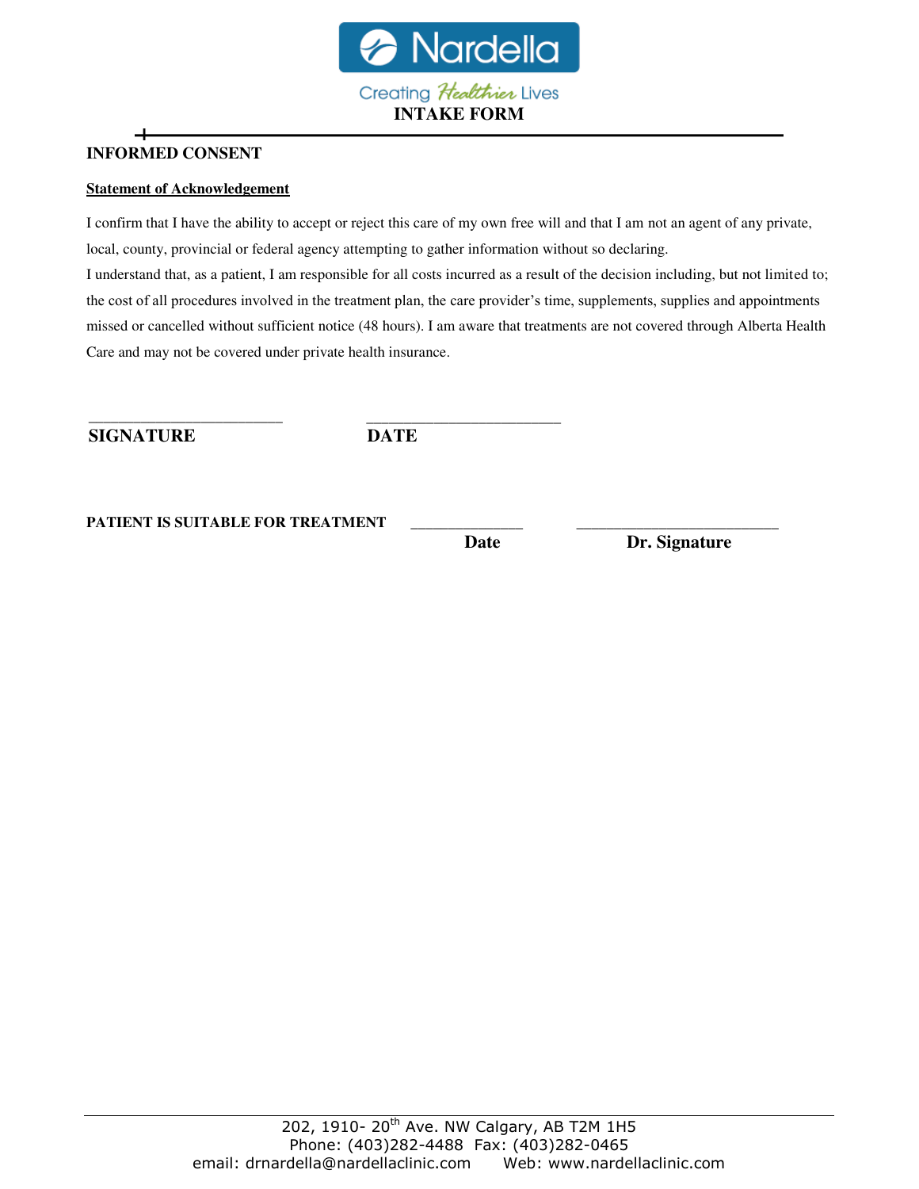Nardella

Creating Healthier Lives

# INTAKE FORM

## INFORMED CONSENT

**Statement of Acknowledgement**

I confirm that I have the ability to accept or reject this care of my own free will and that I am not an agent of any private, local, county, provincial or federal agency attempting to gather information without so declaring.

I understand that, as a patient, I am responsible for all costs incurred as a result of the decision including, but not limited to; the cost of all procedures involved in the treatment plan, the care provider's time, supplements, supplies and appointments missed or cancelled without sufficient notice (48 hours). I am aware that treatments are not covered through Alberta Health Care and may not be covered under private health insurance.

______________________________ ______________________________

**SIGNATURE** **DATE**

**PATIENT IS SUITABLE FOR TREATMENT** ________________ ______________________________

**Date** **Dr. Signature**

202, 1910- 20th Ave. NW Calgary, AB T2M 1H5
Phone: (403)282-4488 Fax: (403)282-0465
email: drnardella@nardellaclinic.com Web: www.nardellaclinic.com